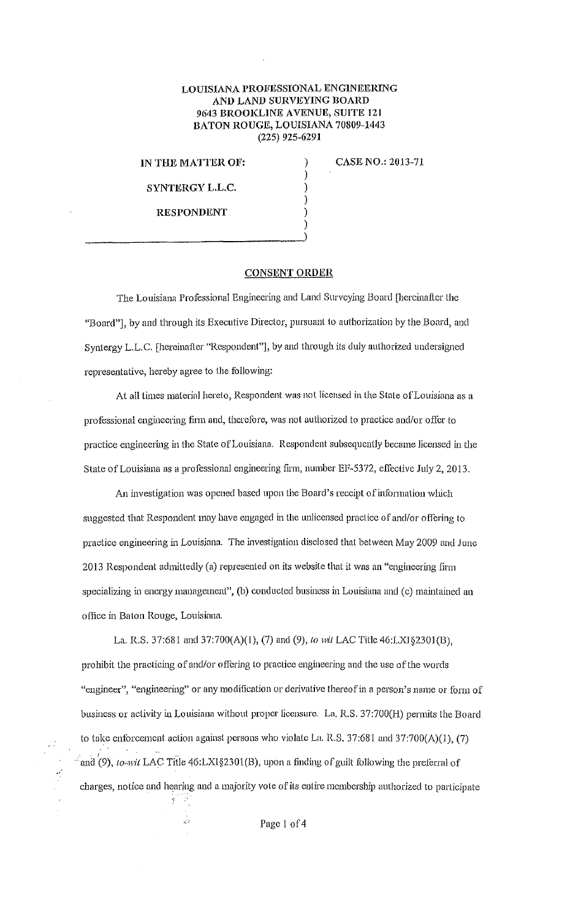**LOUISIANA PROFESSIONAL ENGINEERING AND LAND SURVEYING BOARD**
**9643 BROOKLINE AVENUE, SUITE 121**
**BATON ROUGE, LOUISIANA 70809-1443**
**(225) 925-6291**

IN THE MATTER OF: ) CASE NO.: 2013-71

SYNTERGY L.L.C. )

RESPONDENT )

## CONSENT ORDER

The Louisiana Professional Engineering and Land Surveying Board [hereinafter the "Board"], by and through its Executive Director, pursuant to authorization by the Board, and Syntergy L.L.C. [hereinafter "Respondent"], by and through its duly authorized undersigned representative, hereby agree to the following:

At all times material hereto, Respondent was not licensed in the State of Louisiana as a professional engineering firm and, therefore, was not authorized to practice and/or offer to practice engineering in the State of Louisiana. Respondent subsequently became licensed in the State of Louisiana as a professional engineering firm, number EF-5372, effective July 2, 2013.

An investigation was opened based upon the Board's receipt of information which suggested that Respondent may have engaged in the unlicensed practice of and/or offering to practice engineering in Louisiana. The investigation disclosed that between May 2009 and June 2013 Respondent admittedly (a) represented on its website that it was an "engineering firm specializing in energy management", (b) conducted business in Louisiana and (c) maintained an office in Baton Rouge, Louisiana.

La. R.S. 37:681 and 37:700(A)(1), (7) and (9), *to wit* LAC Title 46:LXI§2301(B), prohibit the practicing of and/or offering to practice engineering and the use of the words "engineer", "engineering" or any modification or derivative thereof in a person's name or form of business or activity in Louisiana without proper licensure. La. R.S. 37:700(H) permits the Board to take enforcement action against persons who violate La. R.S. 37:681 and 37:700(A)(1), (7) and (9), *to-wit* LAC Title 46:LXI§2301(B), upon a finding of guilt following the preferral of charges, notice and hearing and a majority vote of its entire membership authorized to participate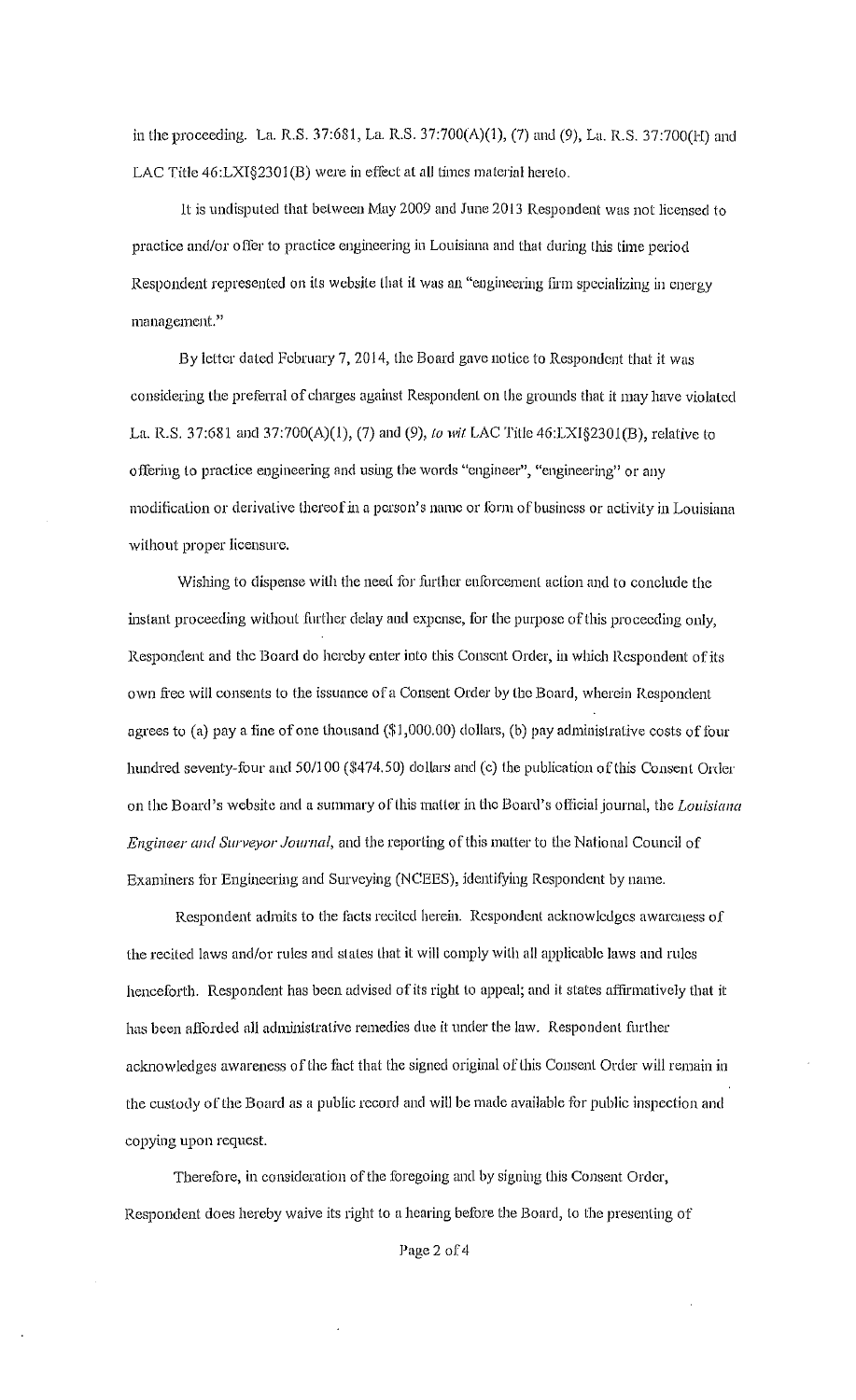in the proceeding. La. R.S. 37:681, La. R.S. 37:700(A)(1), (7) and (9), La. R.S. 37:700(H) and LAC Title 46:LXI§2301(B) were in effect at all times material hereto.

It is undisputed that between May 2009 and June 2013 Respondent was not licensed to practice and/or offer to practice engineering in Louisiana and that during this time period Respondent represented on its website that it was an "engineering firm specializing in energy management."

By letter dated February 7, 2014, the Board gave notice to Respondent that it was considering the preferral of charges against Respondent on the grounds that it may have violated La. R.S. 37:681 and 37:700(A)(1), (7) and (9), *to wit* LAC Title 46:LXI§2301(B), relative to offering to practice engineering and using the words "engineer", "engineering" or any modification or derivative thereof in a person's name or form of business or activity in Louisiana without proper licensure.

Wishing to dispense with the need for further enforcement action and to conclude the instant proceeding without further delay and expense, for the purpose of this proceeding only, Respondent and the Board do hereby enter into this Consent Order, in which Respondent of its own free will consents to the issuance of a Consent Order by the Board, wherein Respondent agrees to (a) pay a fine of one thousand ($1,000.00) dollars, (b) pay administrative costs of four hundred seventy-four and 50/100 ($474.50) dollars and (c) the publication of this Consent Order on the Board's website and a summary of this matter in the Board's official journal, the *Louisiana Engineer and Surveyor Journal*, and the reporting of this matter to the National Council of Examiners for Engineering and Surveying (NCEES), identifying Respondent by name.

Respondent admits to the facts recited herein. Respondent acknowledges awareness of the recited laws and/or rules and states that it will comply with all applicable laws and rules henceforth. Respondent has been advised of its right to appeal; and it states affirmatively that it has been afforded all administrative remedies due it under the law. Respondent further acknowledges awareness of the fact that the signed original of this Consent Order will remain in the custody of the Board as a public record and will be made available for public inspection and copying upon request.

Therefore, in consideration of the foregoing and by signing this Consent Order, Respondent does hereby waive its right to a hearing before the Board, to the presenting of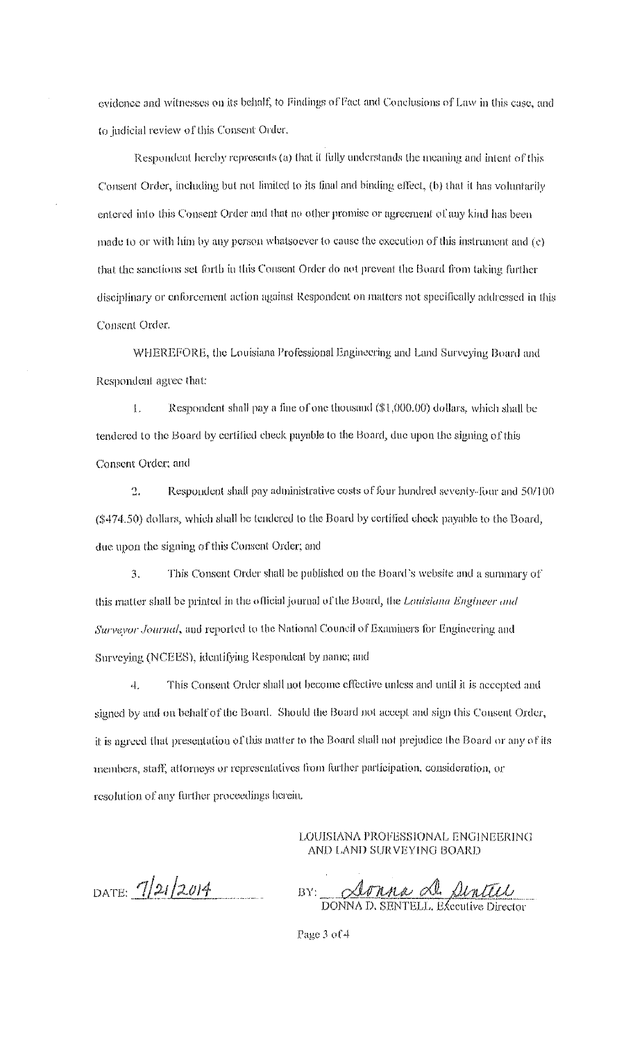evidence and witnesses on its behalf, to Findings of Fact and Conclusions of Law in this case, and to judicial review of this Consent Order.

Respondent hereby represents (a) that it fully understands the meaning and intent of this Consent Order, including but not limited to its final and binding effect, (b) that it has voluntarily entered into this Consent Order and that no other promise or agreement of any kind has been made to or with him by any person whatsoever to cause the execution of this instrument and (c) that the sanctions set forth in this Consent Order do not prevent the Board from taking further disciplinary or enforcement action against Respondent on matters not specifically addressed in this Consent Order.

WHEREFORE, the Louisiana Professional Engineering and Land Surveying Board and Respondent agree that:

1. Respondent shall pay a fine of one thousand ($1,000.00) dollars, which shall be tendered to the Board by certified check payable to the Board, due upon the signing of this Consent Order; and

2. Respondent shall pay administrative costs of four hundred seventy-four and 50/100 ($474.50) dollars, which shall be tendered to the Board by certified check payable to the Board, due upon the signing of this Consent Order; and

3. This Consent Order shall be published on the Board's website and a summary of this matter shall be printed in the official journal of the Board, the *Louisiana Engineer and Surveyor Journal*, and reported to the National Council of Examiners for Engineering and Surveying (NCEES), identifying Respondent by name; and

4. This Consent Order shall not become effective unless and until it is accepted and signed by and on behalf of the Board. Should the Board not accept and sign this Consent Order, it is agreed that presentation of this matter to the Board shall not prejudice the Board or any of its members, staff, attorneys or representatives from further participation, consideration, or resolution of any further proceedings herein.

LOUISIANA PROFESSIONAL ENGINEERING AND LAND SURVEYING BOARD

DATE: 7/21/2014

BY: *Donna D. Sentell*
DONNA D. SENTELL, Executive Director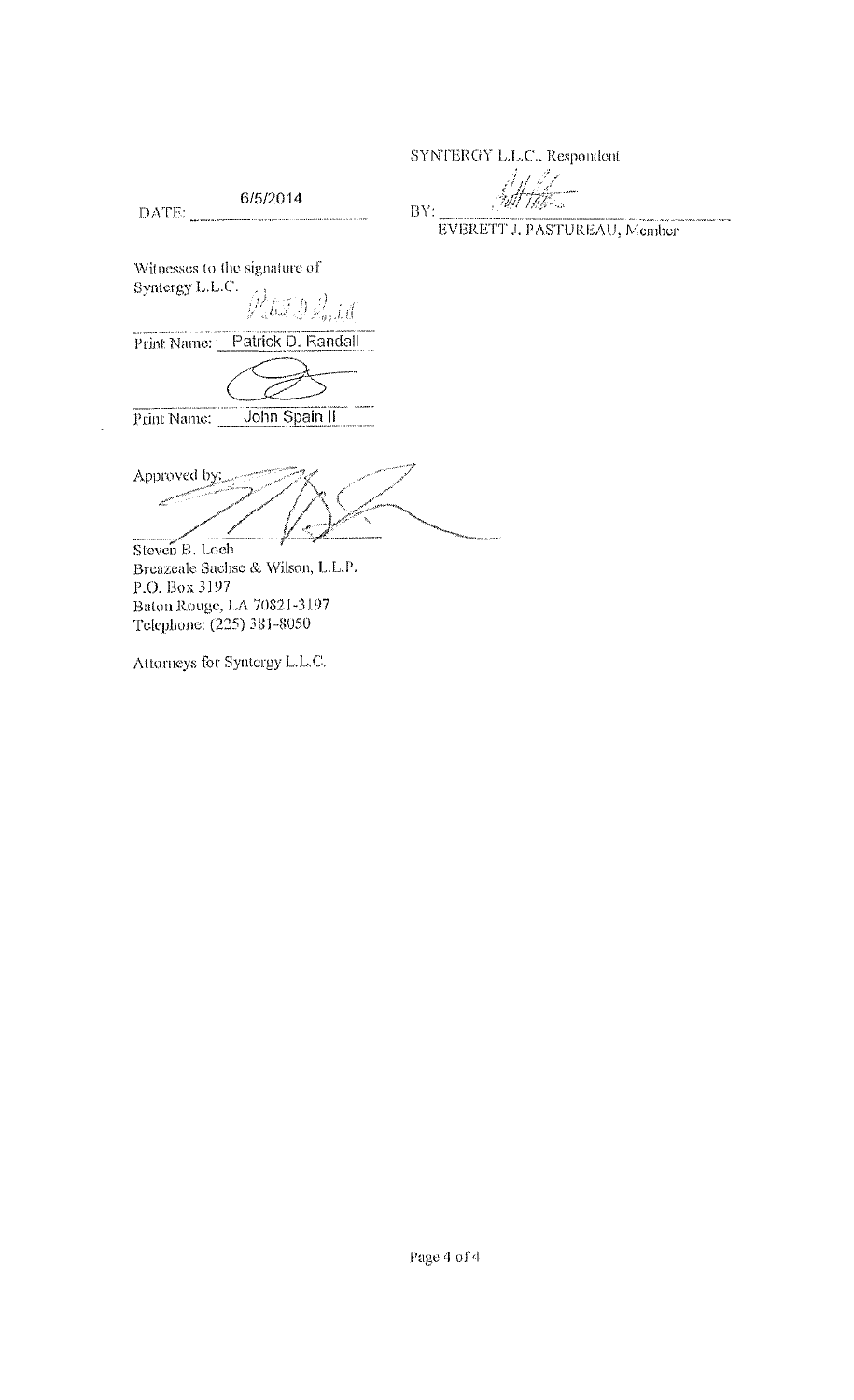SYNTERGY L.L.C., Respondent

DATE: 6/5/2014

BY: ______________________
EVERETT J. PASTUREAU, Member

Witnesses to the signature of Syntergy L.L.C.

______________________
Print Name: Patrick D. Randall

______________________
Print Name: John Spain II

Approved by:

______________________
Steven B. Loeb
Breazeale Sachse & Wilson, L.L.P.
P.O. Box 3197
Baton Rouge, LA 70821-3197
Telephone: (225) 381-8050

Attorneys for Syntergy L.L.C.